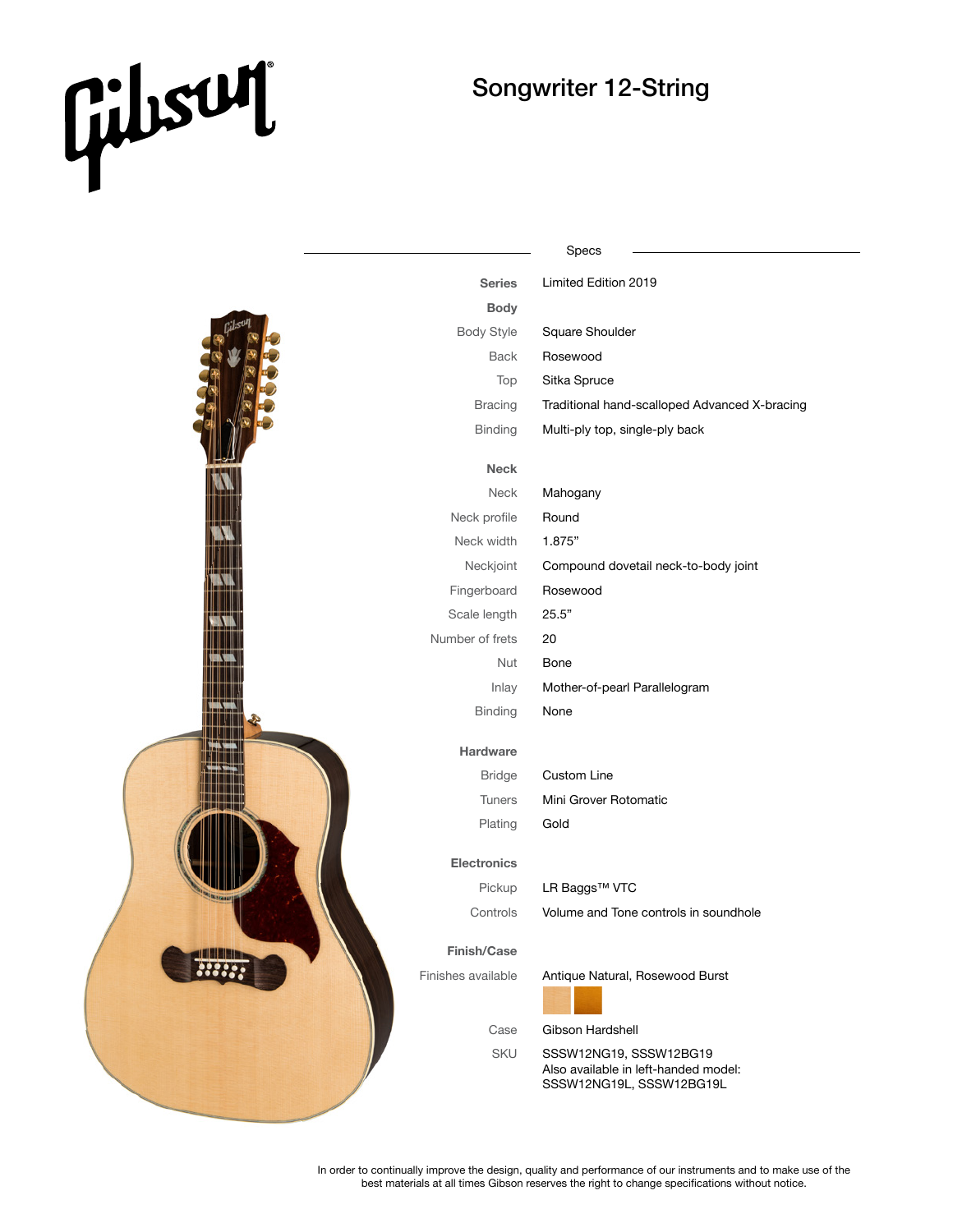# Gibson

## Songwriter 12-String

### Specs

| | |
|---|---|
| **Series** | Limited Edition 2019 |
| **Body** | |
| Body Style | Square Shoulder |
| Back | Rosewood |
| Top | Sitka Spruce |
| Bracing | Traditional hand-scalloped Advanced X-bracing |
| Binding | Multi-ply top, single-ply back |
| **Neck** | |
| Neck | Mahogany |
| Neck profile | Round |
| Neck width | 1.875” |
| Neckjoint | Compound dovetail neck-to-body joint |
| Fingerboard | Rosewood |
| Scale length | 25.5” |
| Number of frets | 20 |
| Nut | Bone |
| Inlay | Mother-of-pearl Parallelogram |
| Binding | None |
| **Hardware** | |
| Bridge | Custom Line |
| Tuners | Mini Grover Rotomatic |
| Plating | Gold |
| **Electronics** | |
| Pickup | LR Baggs™ VTC |
| Controls | Volume and Tone controls in soundhole |
| **Finish/Case** | |
| Finishes available | Antique Natural, Rosewood Burst |
| Case | Gibson Hardshell |
| SKU | SSSW12NG19, SSSW12BG19<br>Also available in left-handed model:<br>SSSW12NG19L, SSSW12BG19L |

In order to continually improve the design, quality and performance of our instruments and to make use of the best materials at all times Gibson reserves the right to change specifications without notice.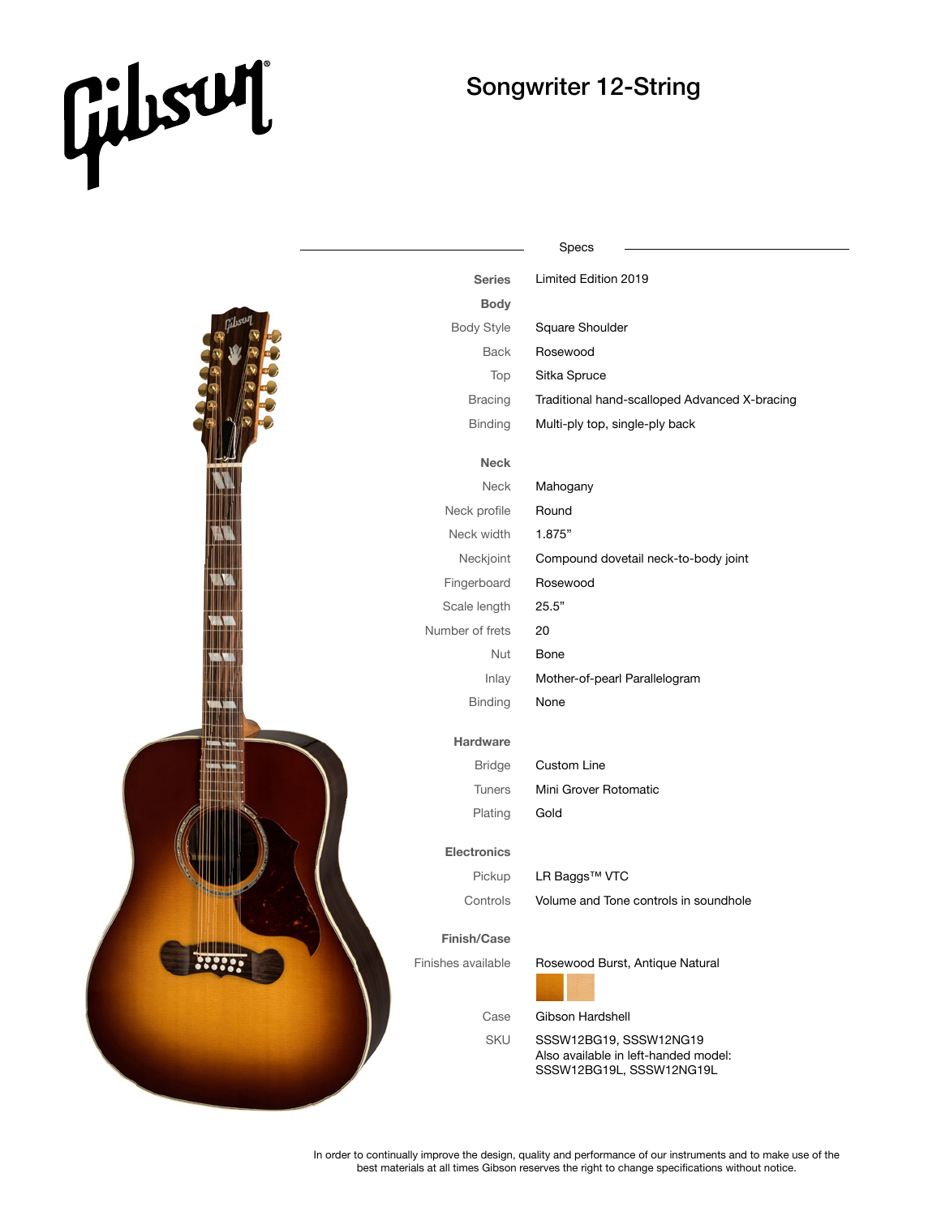# Songwriter 12-String

## Specs

| | |
|---|---|
| **Series** | Limited Edition 2019 |
| **Body** | |
| Body Style | Square Shoulder |
| Back | Rosewood |
| Top | Sitka Spruce |
| Bracing | Traditional hand-scalloped Advanced X-bracing |
| Binding | Multi-ply top, single-ply back |
| **Neck** | |
| Neck | Mahogany |
| Neck profile | Round |
| Neck width | 1.875” |
| Neckjoint | Compound dovetail neck-to-body joint |
| Fingerboard | Rosewood |
| Scale length | 25.5” |
| Number of frets | 20 |
| Nut | Bone |
| Inlay | Mother-of-pearl Parallelogram |
| Binding | None |
| **Hardware** | |
| Bridge | Custom Line |
| Tuners | Mini Grover Rotomatic |
| Plating | Gold |
| **Electronics** | |
| Pickup | LR Baggs™ VTC |
| Controls | Volume and Tone controls in soundhole |
| **Finish/Case** | |
| Finishes available | Rosewood Burst, Antique Natural |
| Case | Gibson Hardshell |
| SKU | SSSW12BG19, SSSW12NG19<br>Also available in left-handed model:<br>SSSW12BG19L, SSSW12NG19L |

In order to continually improve the design, quality and performance of our instruments and to make use of the best materials at all times Gibson reserves the right to change specifications without notice.